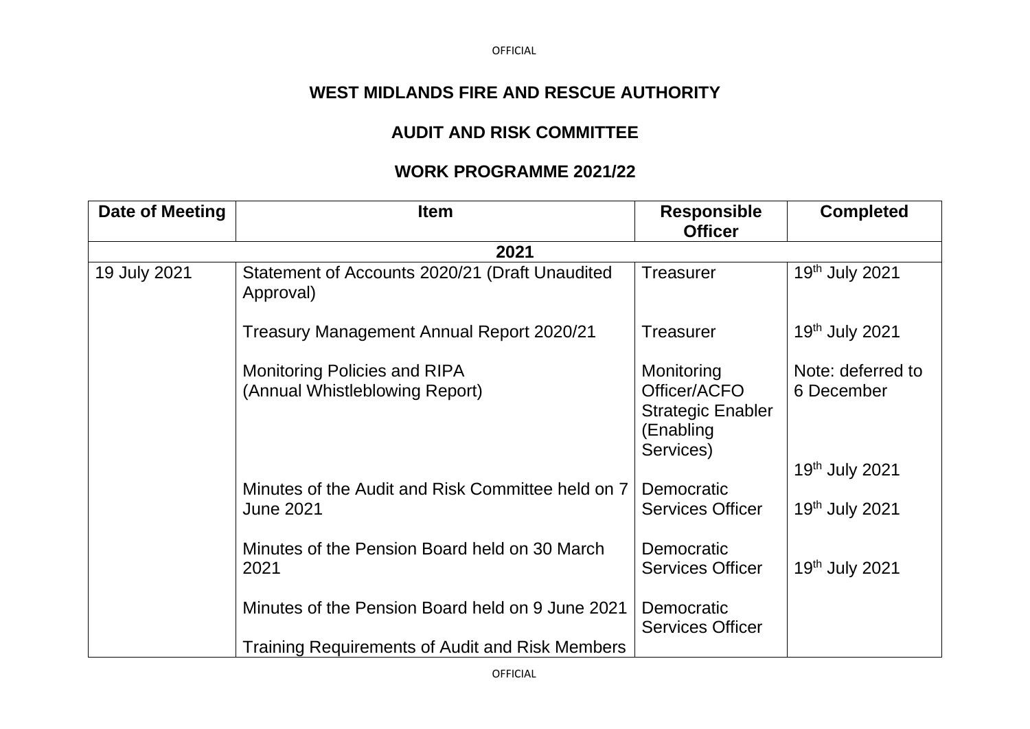# WEST MIDLANDS FIRE AND RESCUE AUTHORITY

## AUDIT AND RISK COMMITTEE

## WORK PROGRAMME 2021/22

| Date of Meeting | Item | Responsible Officer | Completed |
|---|---|---|---|
| **2021** | | | |
| 19 July 2021 | Statement of Accounts 2020/21 (Draft Unaudited Approval) | Treasurer | 19th July 2021 |
| | Treasury Management Annual Report 2020/21 | Treasurer | 19th July 2021 |
| | Monitoring Policies and RIPA (Annual Whistleblowing Report) | Monitoring Officer/ACFO Strategic Enabler (Enabling Services) | Note: deferred to 6 December |
| | | | 19th July 2021 |
| | Minutes of the Audit and Risk Committee held on 7 June 2021 | Democratic Services Officer | 19th July 2021 |
| | Minutes of the Pension Board held on 30 March 2021 | Democratic Services Officer | 19th July 2021 |
| | Minutes of the Pension Board held on 9 June 2021 | Democratic Services Officer | |
| | Training Requirements of Audit and Risk Members | | |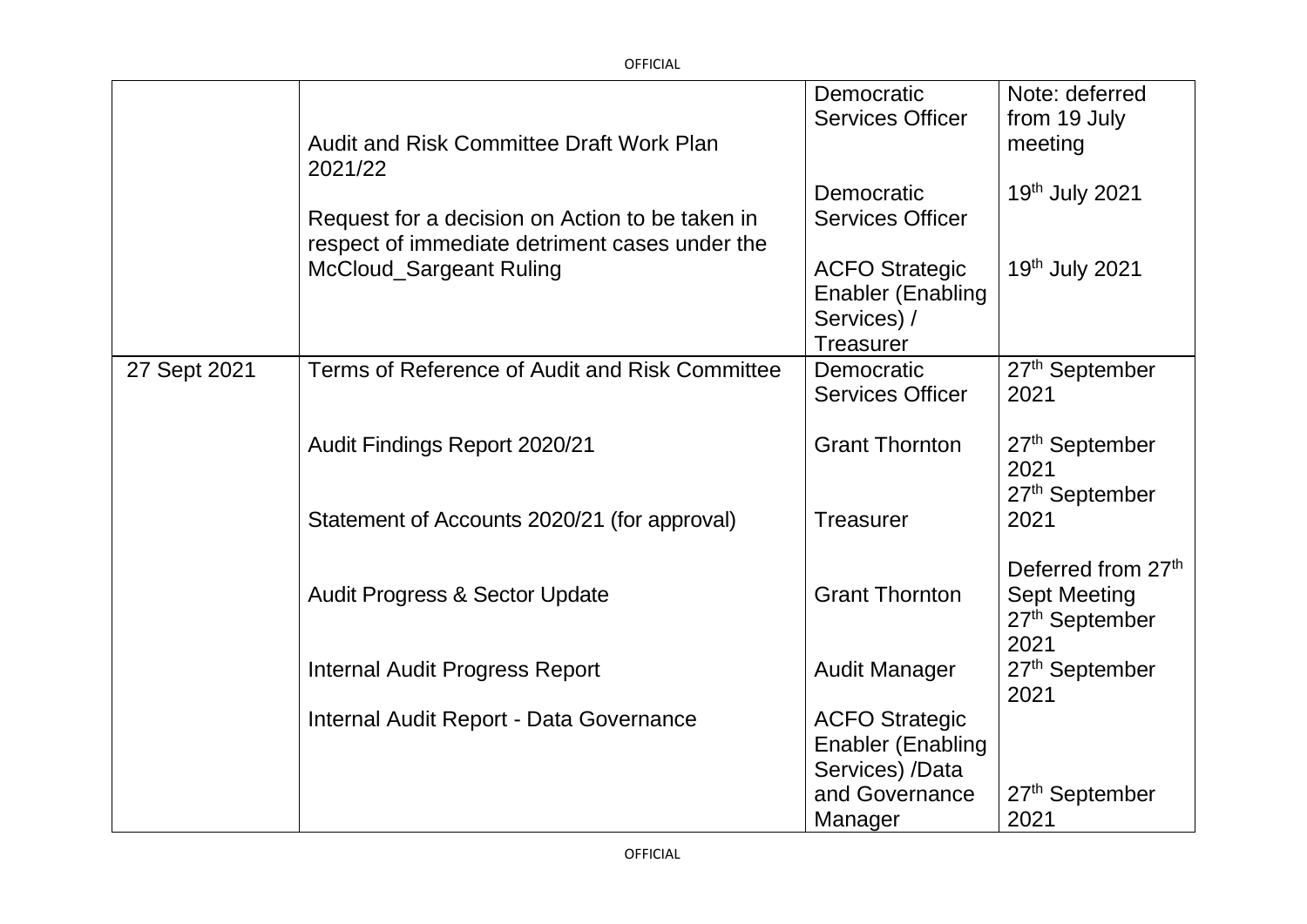| | | | |
|---|---|---|---|
| | Audit and Risk Committee Draft Work Plan 2021/22 | Democratic Services Officer | Note: deferred from 19 July meeting |
| | Request for a decision on Action to be taken in respect of immediate detriment cases under the McCloud_Sargeant Ruling | Democratic Services Officer | 19th July 2021 |
| | | ACFO Strategic Enabler (Enabling Services) / Treasurer | 19th July 2021 |
| 27 Sept 2021 | Terms of Reference of Audit and Risk Committee | Democratic Services Officer | 27th September 2021 |
| | Audit Findings Report 2020/21 | Grant Thornton | 27th September 2021 |
| | Statement of Accounts 2020/21 (for approval) | Treasurer | 27th September 2021 |
| | Audit Progress & Sector Update | Grant Thornton | Deferred from 27th Sept Meeting |
| | Internal Audit Progress Report | Audit Manager | 27th September 2021 |
| | | | 27th September 2021 |
| | Internal Audit Report - Data Governance | ACFO Strategic Enabler (Enabling Services) /Data and Governance Manager | 27th September 2021 |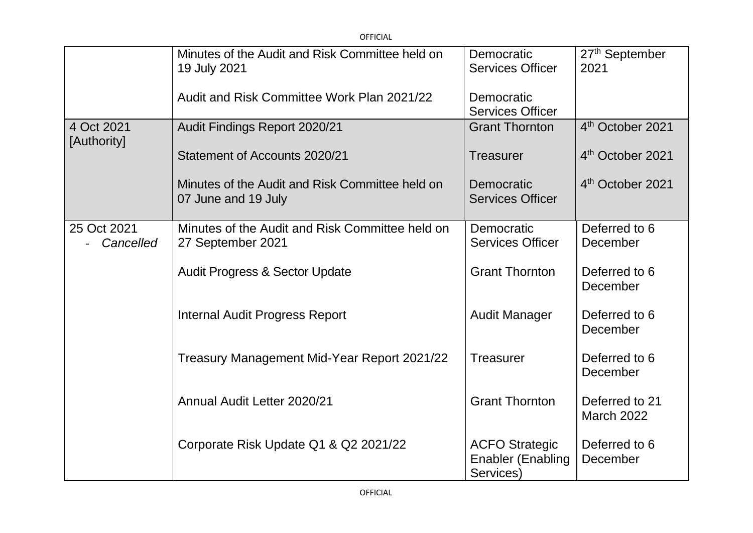| | | | |
|---|---|---|---|
| | Minutes of the Audit and Risk Committee held on 19 July 2021<br><br>Audit and Risk Committee Work Plan 2021/22 | Democratic Services Officer<br><br>Democratic Services Officer | 27th September 2021 |
| 4 Oct 2021 [Authority] | Audit Findings Report 2020/21<br><br>Statement of Accounts 2020/21<br><br>Minutes of the Audit and Risk Committee held on 07 June and 19 July | Grant Thornton<br><br>Treasurer<br><br>Democratic Services Officer | 4th October 2021<br><br>4th October 2021<br><br>4th October 2021 |
| 25 Oct 2021<br>- *Cancelled* | Minutes of the Audit and Risk Committee held on 27 September 2021<br><br>Audit Progress & Sector Update<br><br>Internal Audit Progress Report<br><br>Treasury Management Mid-Year Report 2021/22<br><br>Annual Audit Letter 2020/21<br><br>Corporate Risk Update Q1 & Q2 2021/22 | Democratic Services Officer<br><br>Grant Thornton<br><br>Audit Manager<br><br>Treasurer<br><br>Grant Thornton<br><br>ACFO Strategic Enabler (Enabling Services) | Deferred to 6 December<br><br>Deferred to 6 December<br><br>Deferred to 6 December<br><br>Deferred to 6 December<br><br>Deferred to 21 March 2022<br><br>Deferred to 6 December |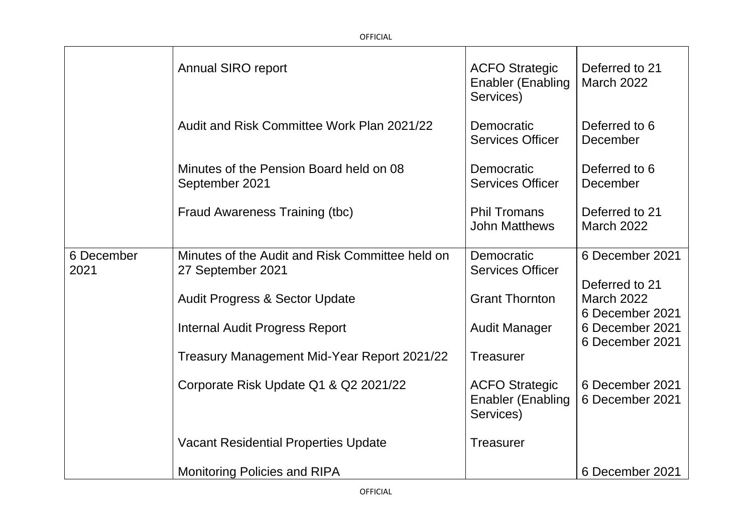| | | | |
|---|---|---|---|
| | Annual SIRO report | ACFO Strategic Enabler (Enabling Services) | Deferred to 21 March 2022 |
| | Audit and Risk Committee Work Plan 2021/22 | Democratic Services Officer | Deferred to 6 December |
| | Minutes of the Pension Board held on 08 September 2021 | Democratic Services Officer | Deferred to 6 December |
| | Fraud Awareness Training (tbc) | Phil Tromans<br>John Matthews | Deferred to 21 March 2022 |
| 6 December 2021 | Minutes of the Audit and Risk Committee held on 27 September 2021 | Democratic Services Officer | 6 December 2021 |
| | Audit Progress & Sector Update | Grant Thornton | Deferred to 21 March 2022<br>6 December 2021 |
| | Internal Audit Progress Report | Audit Manager | 6 December 2021<br>6 December 2021 |
| | Treasury Management Mid-Year Report 2021/22 | Treasurer | |
| | Corporate Risk Update Q1 & Q2 2021/22 | ACFO Strategic Enabler (Enabling Services) | 6 December 2021<br>6 December 2021 |
| | Vacant Residential Properties Update | Treasurer | |
| | Monitoring Policies and RIPA | | 6 December 2021 |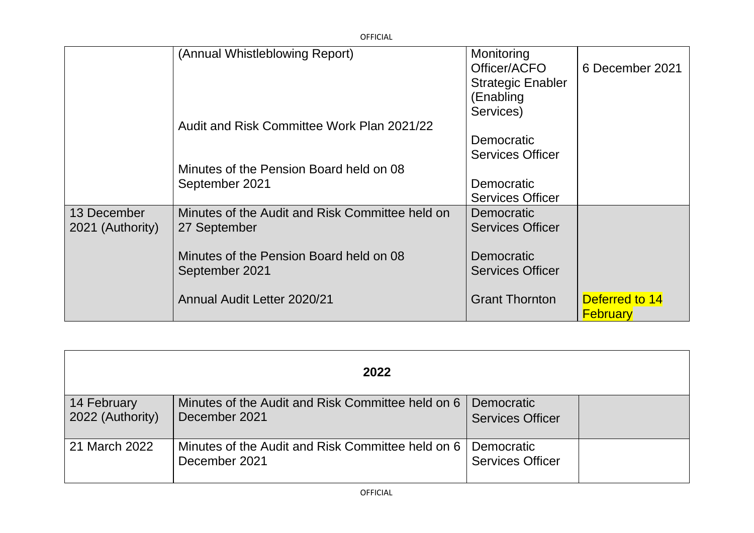| | | | |
|---|---|---|---|
| | (Annual Whistleblowing Report)<br><br>Audit and Risk Committee Work Plan 2021/22<br><br>Minutes of the Pension Board held on 08 September 2021 | Monitoring Officer/ACFO Strategic Enabler (Enabling Services)<br><br>Democratic Services Officer<br><br>Democratic Services Officer | 6 December 2021 |
| 13 December 2021 (Authority) | Minutes of the Audit and Risk Committee held on 27 September<br><br>Minutes of the Pension Board held on 08 September 2021<br><br>Annual Audit Letter 2020/21 | Democratic Services Officer<br><br>Democratic Services Officer<br><br>Grant Thornton | <br><br><br><br>Deferred to 14 February |

| **2022** | | | |
|---|---|---|---|
| 14 February 2022 (Authority) | Minutes of the Audit and Risk Committee held on 6 December 2021 | Democratic Services Officer | |
| 21 March 2022 | Minutes of the Audit and Risk Committee held on 6 December 2021 | Democratic Services Officer | |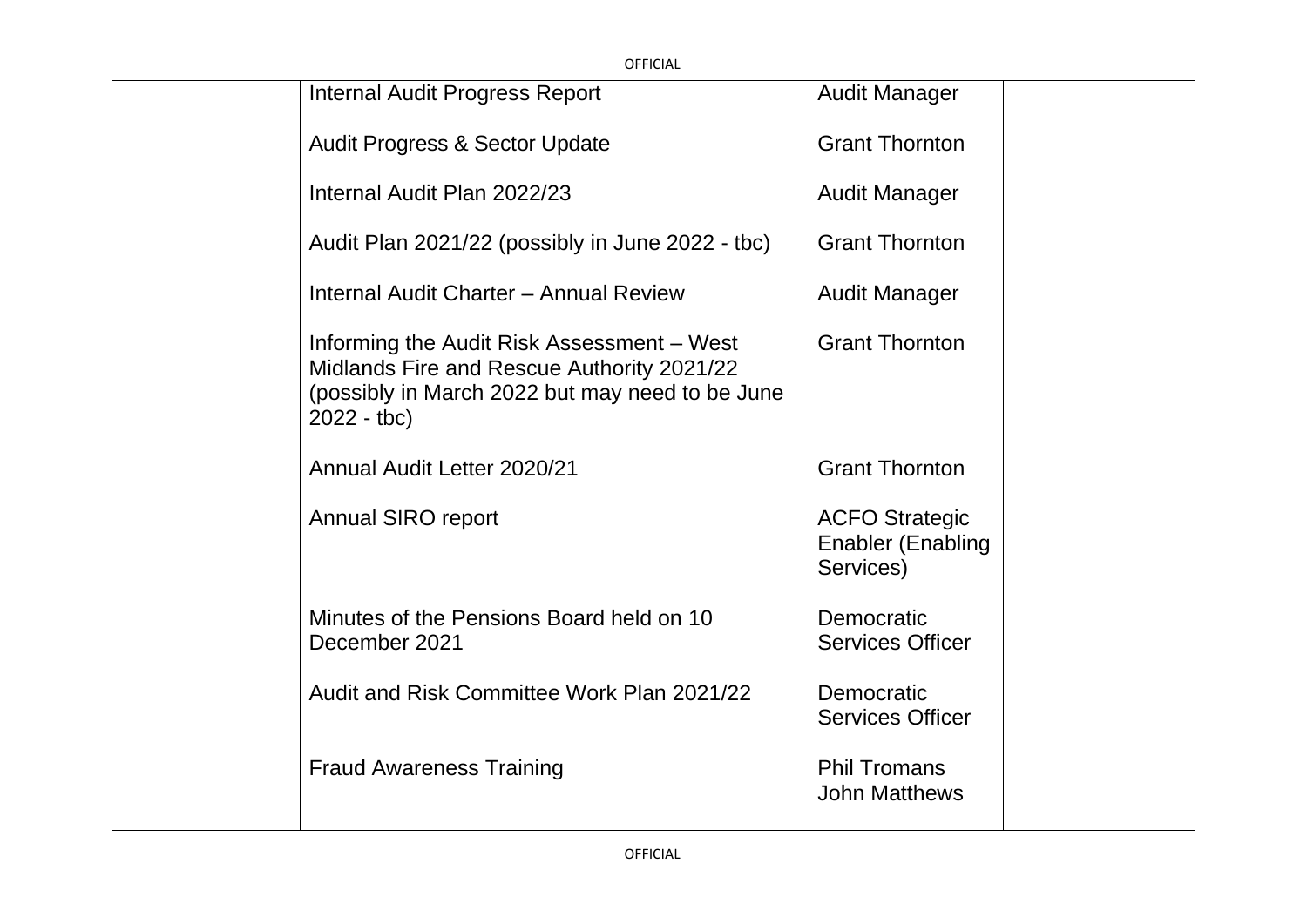|  | Internal Audit Progress Report | Audit Manager |  |
|---|---|---|---|
|  | Audit Progress & Sector Update | Grant Thornton |  |
|  | Internal Audit Plan 2022/23 | Audit Manager |  |
|  | Audit Plan 2021/22 (possibly in June 2022 - tbc) | Grant Thornton |  |
|  | Internal Audit Charter – Annual Review | Audit Manager |  |
|  | Informing the Audit Risk Assessment – West Midlands Fire and Rescue Authority 2021/22 (possibly in March 2022 but may need to be June 2022 - tbc) | Grant Thornton |  |
|  | Annual Audit Letter 2020/21 | Grant Thornton |  |
|  | Annual SIRO report | ACFO Strategic Enabler (Enabling Services) |  |
|  | Minutes of the Pensions Board held on 10 December 2021 | Democratic Services Officer |  |
|  | Audit and Risk Committee Work Plan 2021/22 | Democratic Services Officer |  |
|  | Fraud Awareness Training | Phil Tromans<br>John Matthews |  |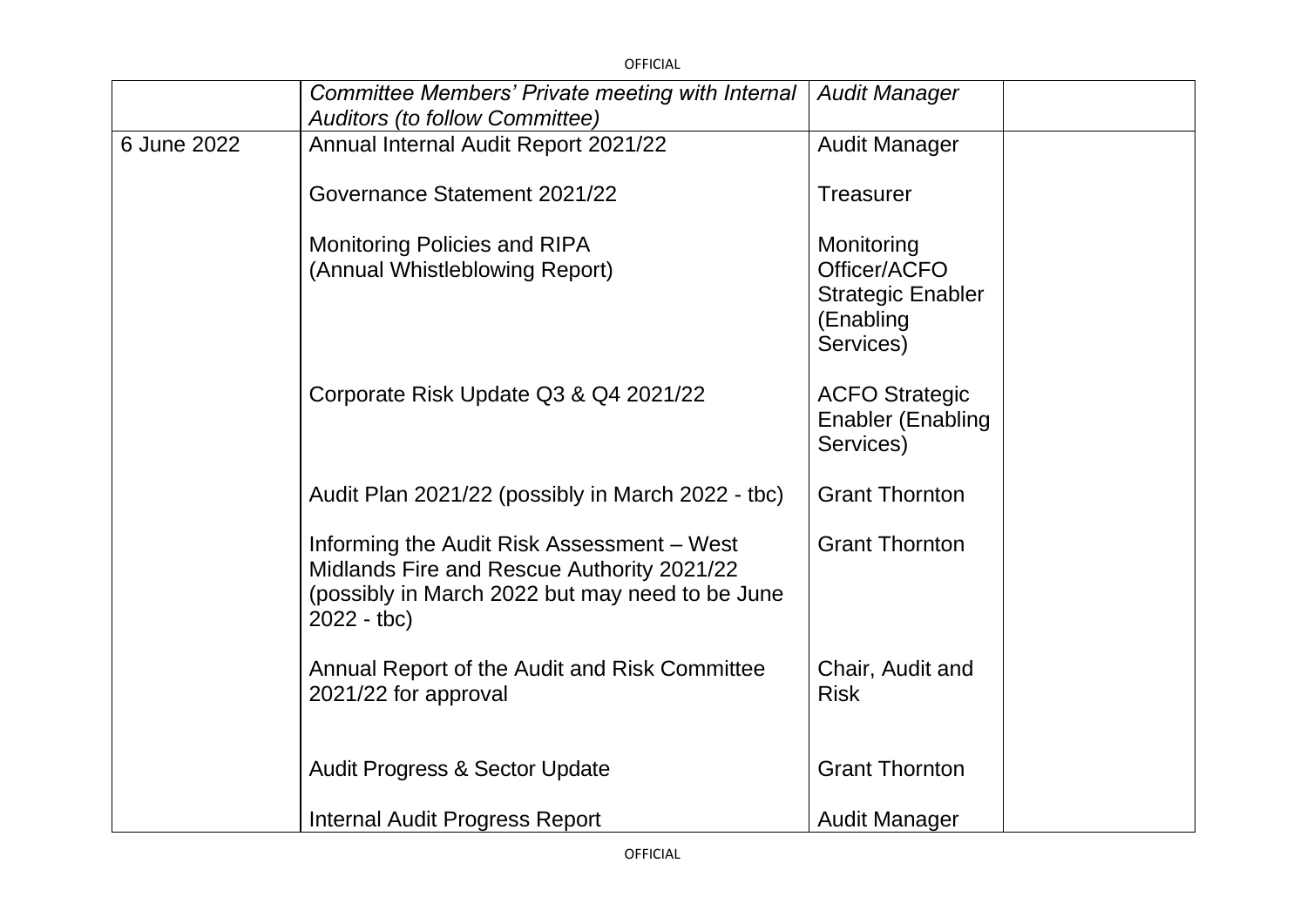| | | | |
|---|---|---|---|
| | *Committee Members' Private meeting with Internal Auditors (to follow Committee)* | *Audit Manager* | |
| 6 June 2022 | Annual Internal Audit Report 2021/22<br><br>Governance Statement 2021/22<br><br>Monitoring Policies and RIPA (Annual Whistleblowing Report)<br><br>Corporate Risk Update Q3 & Q4 2021/22<br><br>Audit Plan 2021/22 (possibly in March 2022 - tbc)<br><br>Informing the Audit Risk Assessment – West Midlands Fire and Rescue Authority 2021/22 (possibly in March 2022 but may need to be June 2022 - tbc)<br><br>Annual Report of the Audit and Risk Committee 2021/22 for approval<br><br>Audit Progress & Sector Update<br><br>Internal Audit Progress Report | Audit Manager<br><br>Treasurer<br><br>Monitoring Officer/ACFO Strategic Enabler (Enabling Services)<br><br>ACFO Strategic Enabler (Enabling Services)<br><br>Grant Thornton<br><br>Grant Thornton<br><br>Chair, Audit and Risk<br><br>Grant Thornton<br><br>Audit Manager | |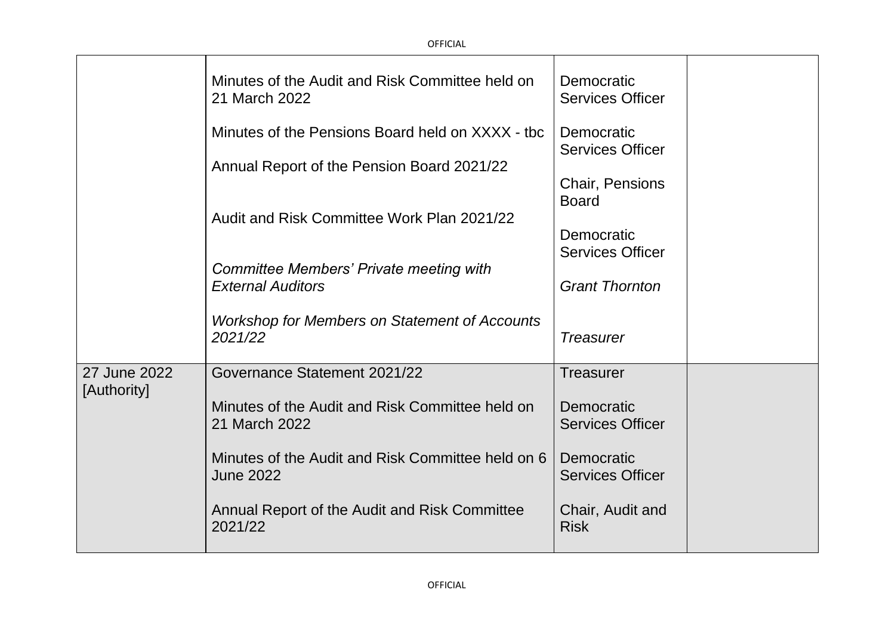| | | | |
|---|---|---|---|
| | Minutes of the Audit and Risk Committee held on 21 March 2022<br><br>Minutes of the Pensions Board held on XXXX - tbc<br><br>Annual Report of the Pension Board 2021/22<br><br>Audit and Risk Committee Work Plan 2021/22<br><br>*Committee Members' Private meeting with External Auditors*<br><br>*Workshop for Members on Statement of Accounts 2021/22* | Democratic Services Officer<br><br>Democratic Services Officer<br><br>Chair, Pensions Board<br><br>Democratic Services Officer<br><br>*Grant Thornton*<br><br>*Treasurer* | |
| 27 June 2022 [Authority] | Governance Statement 2021/22<br><br>Minutes of the Audit and Risk Committee held on 21 March 2022<br><br>Minutes of the Audit and Risk Committee held on 6 June 2022<br><br>Annual Report of the Audit and Risk Committee 2021/22 | Treasurer<br><br>Democratic Services Officer<br><br>Democratic Services Officer<br><br>Chair, Audit and Risk | |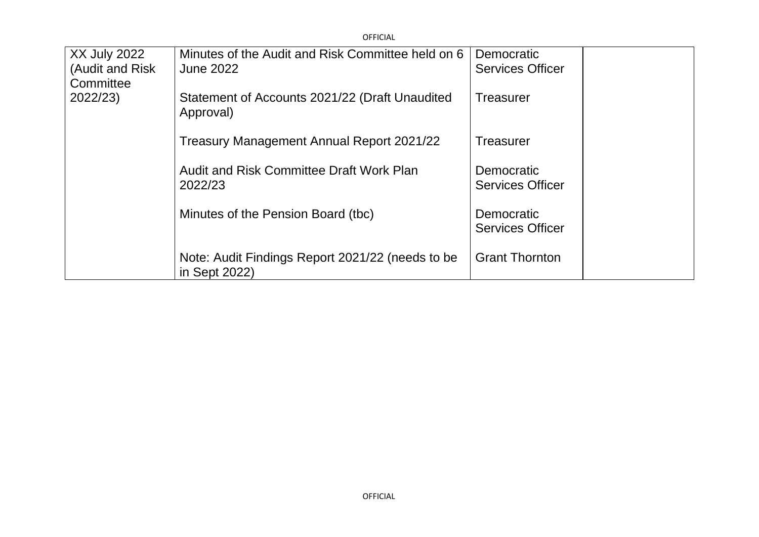| | | | |
|---|---|---|---|
| XX July 2022 (Audit and Risk Committee 2022/23) | Minutes of the Audit and Risk Committee held on 6 June 2022<br><br>Statement of Accounts 2021/22 (Draft Unaudited Approval)<br><br>Treasury Management Annual Report 2021/22<br><br>Audit and Risk Committee Draft Work Plan 2022/23<br><br>Minutes of the Pension Board (tbc)<br><br>Note: Audit Findings Report 2021/22 (needs to be in Sept 2022) | Democratic Services Officer<br><br>Treasurer<br><br>Treasurer<br><br>Democratic Services Officer<br><br>Democratic Services Officer<br><br>Grant Thornton | |